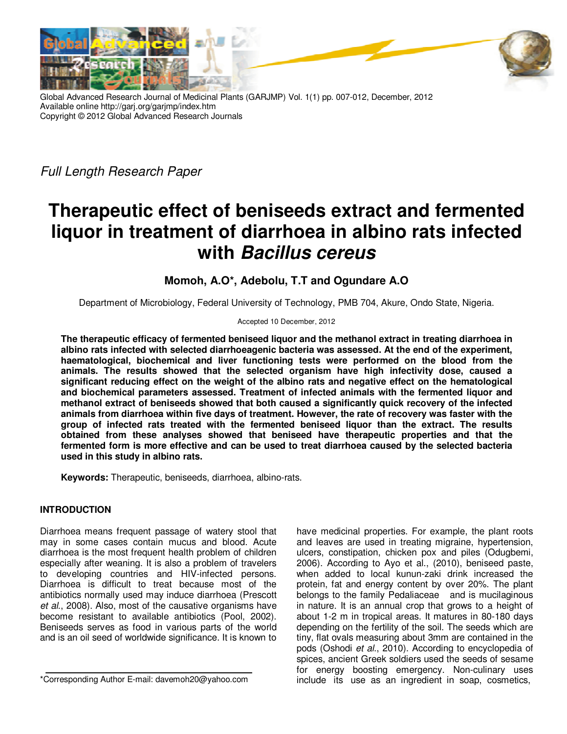Global Advanced Research Journal of Medicinal Plants (GARJMP) Vol. 1(1) pp. 007-012, December, 2012
Available online http://garj.org/garjmp/index.htm
Copyright © 2012 Global Advanced Research Journals

*Full Length Research Paper*

# Therapeutic effect of beniseeds extract and fermented liquor in treatment of diarrhoea in albino rats infected with *Bacillus cereus*

**Momoh, A.O\*, Adebolu, T.T and Ogundare A.O**

Department of Microbiology, Federal University of Technology, PMB 704, Akure, Ondo State, Nigeria.

Accepted 10 December, 2012

**The therapeutic efficacy of fermented beniseed liquor and the methanol extract in treating diarrhoea in albino rats infected with selected diarrhoeagenic bacteria was assessed. At the end of the experiment, haematological, biochemical and liver functioning tests were performed on the blood from the animals. The results showed that the selected organism have high infectivity dose, caused a significant reducing effect on the weight of the albino rats and negative effect on the hematological and biochemical parameters assessed. Treatment of infected animals with the fermented liquor and methanol extract of beniseeds showed that both caused a significantly quick recovery of the infected animals from diarrhoea within five days of treatment. However, the rate of recovery was faster with the group of infected rats treated with the fermented beniseed liquor than the extract. The results obtained from these analyses showed that beniseed have therapeutic properties and that the fermented form is more effective and can be used to treat diarrhoea caused by the selected bacteria used in this study in albino rats.**

**Keywords:** Therapeutic, beniseeds, diarrhoea, albino-rats.

## INTRODUCTION

Diarrhoea means frequent passage of watery stool that may in some cases contain mucus and blood. Acute diarrhoea is the most frequent health problem of children especially after weaning. It is also a problem of travelers to developing countries and HIV-infected persons. Diarrhoea is difficult to treat because most of the antibiotics normally used may induce diarrhoea (Prescott *et al*., 2008). Also, most of the causative organisms have become resistant to available antibiotics (Pool, 2002). Beniseeds serves as food in various parts of the world and is an oil seed of worldwide significance. It is known to have medicinal properties. For example, the plant roots and leaves are used in treating migraine, hypertension, ulcers, constipation, chicken pox and piles (Odugbemi, 2006). According to Ayo et al., (2010), beniseed paste, when added to local kunun-zaki drink increased the protein, fat and energy content by over 20%. The plant belongs to the family Pedaliaceae and is mucilaginous in nature. It is an annual crop that grows to a height of about 1-2 m in tropical areas. It matures in 80-180 days depending on the fertility of the soil. The seeds which are tiny, flat ovals measuring about 3mm are contained in the pods (Oshodi *et al*., 2010). According to encyclopedia of spices, ancient Greek soldiers used the seeds of sesame for energy boosting emergency. Non-culinary uses include its use as an ingredient in soap, cosmetics,

\*Corresponding Author E-mail: davemoh20@yahoo.com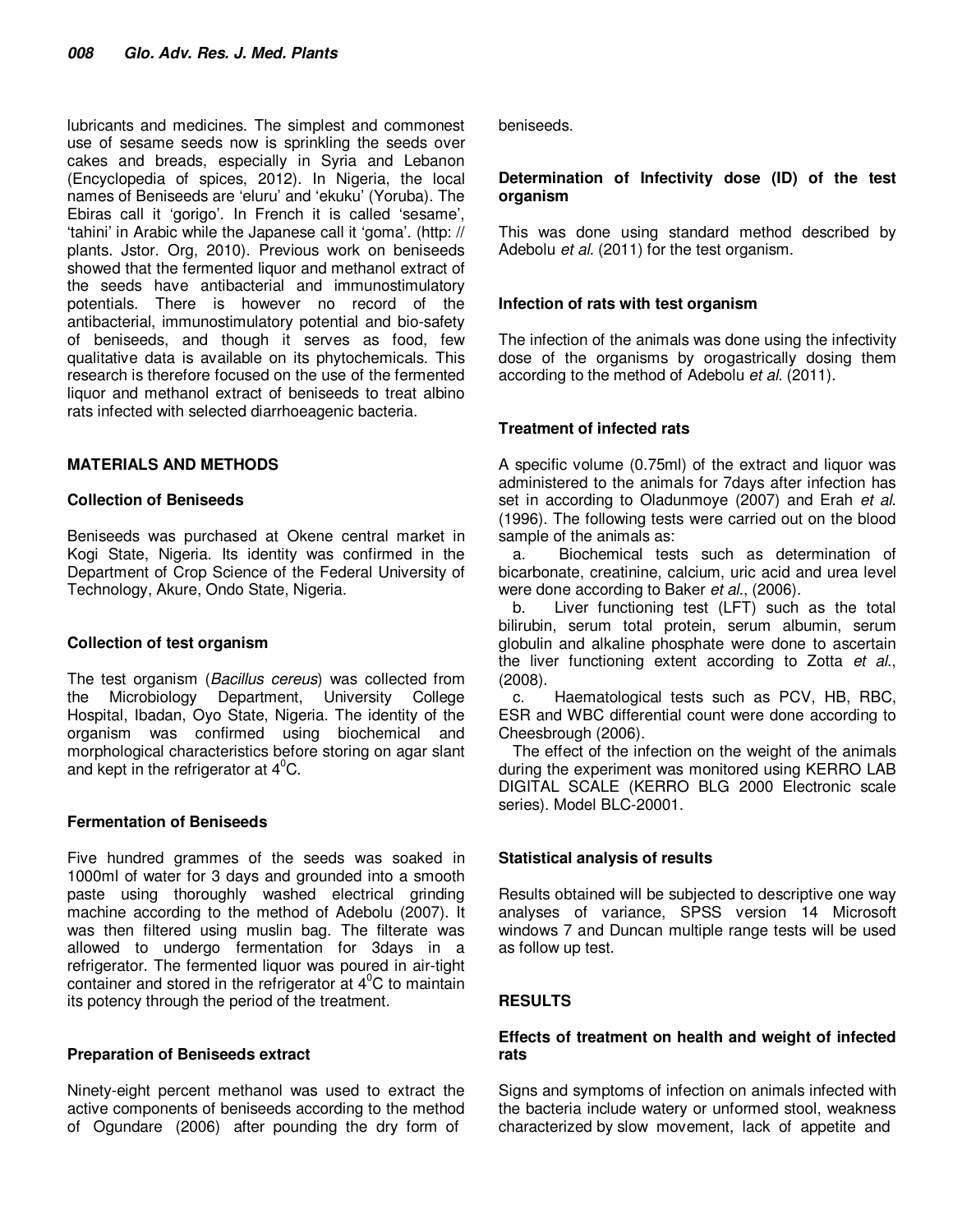lubricants and medicines. The simplest and commonest use of sesame seeds now is sprinkling the seeds over cakes and breads, especially in Syria and Lebanon (Encyclopedia of spices, 2012). In Nigeria, the local names of Beniseeds are 'eluru' and 'ekuku' (Yoruba). The Ebiras call it 'gorigo'. In French it is called 'sesame', 'tahini' in Arabic while the Japanese call it 'goma'. (http: // plants. Jstor. Org, 2010). Previous work on beniseeds showed that the fermented liquor and methanol extract of the seeds have antibacterial and immunostimulatory potentials. There is however no record of the antibacterial, immunostimulatory potential and bio-safety of beniseeds, and though it serves as food, few qualitative data is available on its phytochemicals. This research is therefore focused on the use of the fermented liquor and methanol extract of beniseeds to treat albino rats infected with selected diarrhoeagenic bacteria.

## MATERIALS AND METHODS

### Collection of Beniseeds

Beniseeds was purchased at Okene central market in Kogi State, Nigeria. Its identity was confirmed in the Department of Crop Science of the Federal University of Technology, Akure, Ondo State, Nigeria.

### Collection of test organism

The test organism (*Bacillus cereus*) was collected from the Microbiology Department, University College Hospital, Ibadan, Oyo State, Nigeria. The identity of the organism was confirmed using biochemical and morphological characteristics before storing on agar slant and kept in the refrigerator at $4^0$C.

### Fermentation of Beniseeds

Five hundred grammes of the seeds was soaked in 1000ml of water for 3 days and grounded into a smooth paste using thoroughly washed electrical grinding machine according to the method of Adebolu (2007). It was then filtered using muslin bag. The filterate was allowed to undergo fermentation for 3days in a refrigerator. The fermented liquor was poured in air-tight container and stored in the refrigerator at $4^0$C to maintain its potency through the period of the treatment.

### Preparation of Beniseeds extract

Ninety-eight percent methanol was used to extract the active components of beniseeds according to the method of Ogundare (2006) after pounding the dry form of beniseeds.

### Determination of Infectivity dose (ID) of the test organism

This was done using standard method described by Adebolu *et al.* (2011) for the test organism.

### Infection of rats with test organism

The infection of the animals was done using the infectivity dose of the organisms by orogastrically dosing them according to the method of Adebolu *et al*. (2011).

### Treatment of infected rats

A specific volume (0.75ml) of the extract and liquor was administered to the animals for 7days after infection has set in according to Oladunmoye (2007) and Erah *et al.* (1996). The following tests were carried out on the blood sample of the animals as:

a. Biochemical tests such as determination of bicarbonate, creatinine, calcium, uric acid and urea level were done according to Baker *et al.*, (2006).

b. Liver functioning test (LFT) such as the total bilirubin, serum total protein, serum albumin, serum globulin and alkaline phosphate were done to ascertain the liver functioning extent according to Zotta *et al.*, (2008).

c. Haematological tests such as PCV, HB, RBC, ESR and WBC differential count were done according to Cheesbrough (2006).

The effect of the infection on the weight of the animals during the experiment was monitored using KERRO LAB DIGITAL SCALE (KERRO BLG 2000 Electronic scale series). Model BLC-20001.

### Statistical analysis of results

Results obtained will be subjected to descriptive one way analyses of variance, SPSS version 14 Microsoft windows 7 and Duncan multiple range tests will be used as follow up test.

## RESULTS

### Effects of treatment on health and weight of infected rats

Signs and symptoms of infection on animals infected with the bacteria include watery or unformed stool, weakness characterized by slow movement, lack of appetite and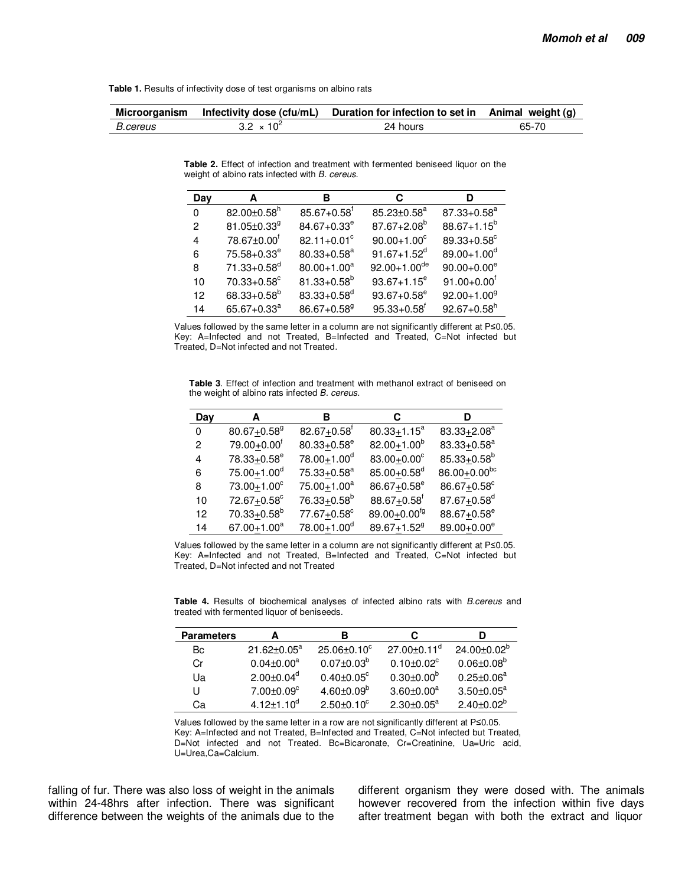**Table 1.** Results of infectivity dose of test organisms on albino rats

| Microorganism | Infectivity dose (cfu/mL) | Duration for infection to set in | Animal weight (g) |
|---|---|---|---|
| *B.cereus* | $3.2 \times 10^2$ | 24 hours | 65-70 |

**Table 2.** Effect of infection and treatment with fermented beniseed liquor on the weight of albino rats infected with *B. cereus.*

| Day | A | B | C | D |
|---|---|---|---|---|
| 0 | $82.00\pm0.58^h$ | $85.67+0.58^f$ | $85.23\pm0.58^a$ | $87.33+0.58^a$ |
| 2 | $81.05\pm0.33^g$ | $84.67+0.33^e$ | $87.67+2.08^b$ | $88.67+1.15^b$ |
| 4 | $78.67\pm0.00^f$ | $82.11+0.01^c$ | $90.00+1.00^c$ | $89.33+0.58^c$ |
| 6 | $75.58+0.33^e$ | $80.33+0.58^a$ | $91.67+1.52^d$ | $89.00+1.00^d$ |
| 8 | $71.33+0.58^d$ | $80.00+1.00^a$ | $92.00+1.00^{de}$ | $90.00+0.00^e$ |
| 10 | $70.33+0.58^c$ | $81.33+0.58^b$ | $93.67+1.15^e$ | $91.00+0.00^f$ |
| 12 | $68.33+0.58^b$ | $83.33+0.58^d$ | $93.67+0.58^e$ | $92.00+1.00^g$ |
| 14 | $65.67+0.33^a$ | $86.67+0.58^g$ | $95.33+0.58^f$ | $92.67+0.58^h$ |

Values followed by the same letter in a column are not significantly different at P≤0.05.
Key: A=Infected and not Treated, B=Infected and Treated, C=Not infected but Treated, D=Not infected and not Treated.

**Table 3**. Effect of infection and treatment with methanol extract of beniseed on the weight of albino rats infected *B. cereus.*

| Day | A | B | C | D |
|---|---|---|---|---|
| 0 | $80.67\pm0.58^g$ | $82.67\pm0.58^f$ | $80.33\pm1.15^a$ | $83.33\pm2.08^a$ |
| 2 | $79.00\pm0.00^f$ | $80.33\pm0.58^e$ | $82.00\pm1.00^b$ | $83.33\pm0.58^a$ |
| 4 | $78.33\pm0.58^e$ | $78.00\pm1.00^d$ | $83.00\pm0.00^c$ | $85.33\pm0.58^b$ |
| 6 | $75.00\pm1.00^d$ | $75.33\pm0.58^a$ | $85.00\pm0.58^d$ | $86.00\pm0.00^{bc}$ |
| 8 | $73.00\pm1.00^c$ | $75.00\pm1.00^a$ | $86.67\pm0.58^e$ | $86.67\pm0.58^c$ |
| 10 | $72.67\pm0.58^c$ | $76.33\pm0.58^b$ | $88.67\pm0.58^f$ | $87.67\pm0.58^d$ |
| 12 | $70.33\pm0.58^b$ | $77.67\pm0.58^c$ | $89.00\pm0.00^{fg}$ | $88.67\pm0.58^e$ |
| 14 | $67.00\pm1.00^a$ | $78.00\pm1.00^d$ | $89.67\pm1.52^g$ | $89.00\pm0.00^e$ |

Values followed by the same letter in a column are not significantly different at P≤0.05.
Key: A=Infected and not Treated, B=Infected and Treated, C=Not infected but Treated, D=Not infected and not Treated

**Table 4.** Results of biochemical analyses of infected albino rats with *B.cereus* and treated with fermented liquor of beniseeds.

| Parameters | A | B | C | D |
|---|---|---|---|---|
| Bc | $21.62\pm0.05^a$ | $25.06\pm0.10^c$ | $27.00\pm0.11^d$ | $24.00\pm0.02^b$ |
| Cr | $0.04\pm0.00^a$ | $0.07\pm0.03^b$ | $0.10\pm0.02^c$ | $0.06\pm0.08^b$ |
| Ua | $2.00\pm0.04^d$ | $0.40\pm0.05^c$ | $0.30\pm0.00^b$ | $0.25\pm0.06^a$ |
| U | $7.00\pm0.09^c$ | $4.60\pm0.09^b$ | $3.60\pm0.00^a$ | $3.50\pm0.05^a$ |
| Ca | $4.12\pm1.10^d$ | $2.50\pm0.10^c$ | $2.30\pm0.05^a$ | $2.40\pm0.02^b$ |

Values followed by the same letter in a row are not significantly different at P≤0.05.
Key: A=Infected and not Treated, B=Infected and Treated, C=Not infected but Treated, D=Not infected and not Treated. Bc=Bicaronate, Cr=Creatinine, Ua=Uric acid, U=Urea,Ca=Calcium.

falling of fur. There was also loss of weight in the animals within 24-48hrs after infection. There was significant difference between the weights of the animals due to the different organism they were dosed with. The animals however recovered from the infection within five days after treatment began with both the extract and liquor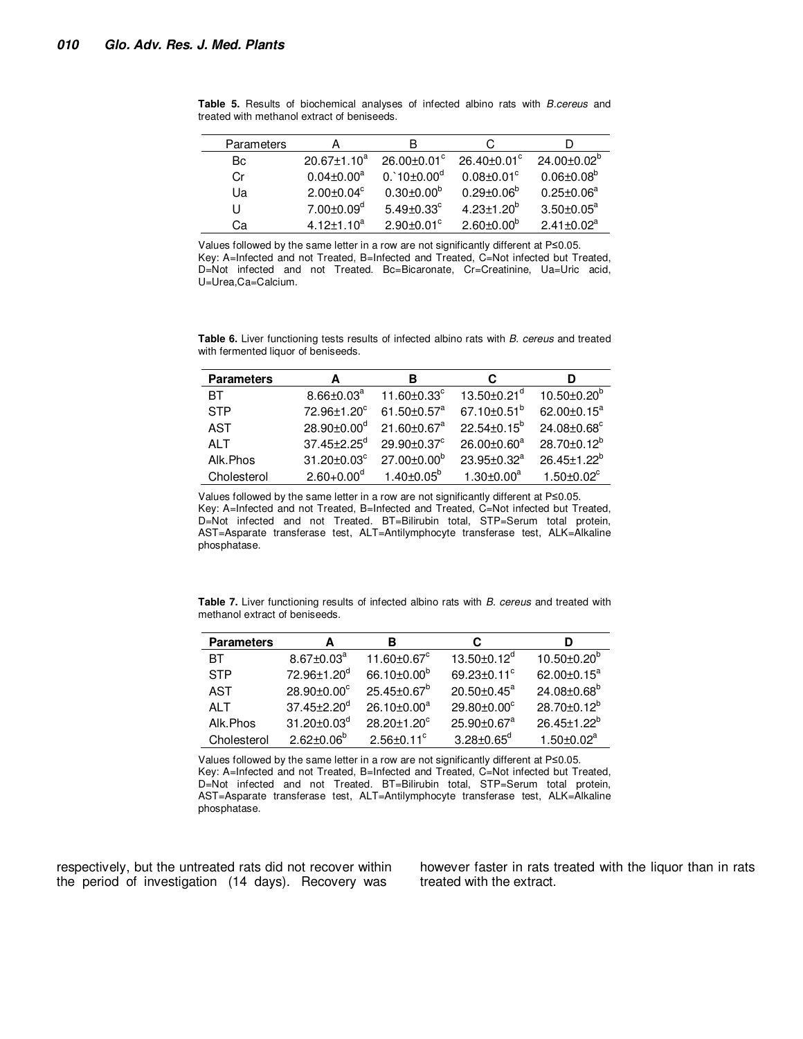**Table 5.** Results of biochemical analyses of infected albino rats with *B.cereus* and treated with methanol extract of beniseeds.

| Parameters | A | B | C | D |
|---|---|---|---|---|
| Bc | 20.67±1.10[a] | 26.00±0.01[c] | 26.40±0.01[c] | 24.00±0.02[b] |
| Cr | 0.04±0.00[a] | 0.`10±0.00[d] | 0.08±0.01[c] | 0.06±0.08[b] |
| Ua | 2.00±0.04[c] | 0.30±0.00[b] | 0.29±0.06[b] | 0.25±0.06[a] |
| U | 7.00±0.09[d] | 5.49±0.33[c] | 4.23±1.20[b] | 3.50±0.05[a] |
| Ca | 4.12±1.10[a] | 2.90±0.01[c] | 2.60±0.00[b] | 2.41±0.02[a] |

Values followed by the same letter in a row are not significantly different at P≤0.05.
Key: A=Infected and not Treated, B=Infected and Treated, C=Not infected but Treated, D=Not infected and not Treated. Bc=Bicaronate, Cr=Creatinine, Ua=Uric acid, U=Urea,Ca=Calcium.

**Table 6.** Liver functioning tests results of infected albino rats with *B. cereus* and treated with fermented liquor of beniseeds.

| Parameters | A | B | C | D |
|---|---|---|---|---|
| BT | 8.66±0.03[a] | 11.60±0.33[c] | 13.50±0.21[d] | 10.50±0.20[b] |
| STP | 72.96±1.20[c] | 61.50±0.57[a] | 67.10±0.51[b] | 62.00±0.15[a] |
| AST | 28.90±0.00[d] | 21.60±0.67[a] | 22.54±0.15[b] | 24.08±0.68[c] |
| ALT | 37.45±2.25[d] | 29.90±0.37[c] | 26.00±0.60[a] | 28.70±0.12[b] |
| Alk.Phos | 31.20±0.03[c] | 27.00±0.00[b] | 23.95±0.32[a] | 26.45±1.22[b] |
| Cholesterol | 2.60+0.00[d] | 1.40±0.05[b] | 1.30±0.00[a] | 1.50±0.02[c] |

Values followed by the same letter in a row are not significantly different at P≤0.05.
Key: A=Infected and not Treated, B=Infected and Treated, C=Not infected but Treated, D=Not infected and not Treated. BT=Bilirubin total, STP=Serum total protein, AST=Asparate transferase test, ALT=Antilymphocyte transferase test, ALK=Alkaline phosphatase.

**Table 7.** Liver functioning results of infected albino rats with *B. cereus* and treated with methanol extract of beniseeds.

| Parameters | A | B | C | D |
|---|---|---|---|---|
| BT | 8.67±0.03[a] | 11.60±0.67[c] | 13.50±0.12[d] | 10.50±0.20[b] |
| STP | 72.96±1.20[d] | 66.10±0.00[b] | 69.23±0.11[c] | 62.00±0.15[a] |
| AST | 28.90±0.00[c] | 25.45±0.67[b] | 20.50±0.45[a] | 24.08±0.68[b] |
| ALT | 37.45±2.20[d] | 26.10±0.00[a] | 29.80±0.00[c] | 28.70±0.12[b] |
| Alk.Phos | 31.20±0.03[d] | 28.20±1.20[c] | 25.90±0.67[a] | 26.45±1.22[b] |
| Cholesterol | 2.62±0.06[b] | 2.56±0.11[c] | 3.28±0.65[d] | 1.50±0.02[a] |

Values followed by the same letter in a row are not significantly different at P≤0.05.
Key: A=Infected and not Treated, B=Infected and Treated, C=Not infected but Treated, D=Not infected and not Treated. BT=Bilirubin total, STP=Serum total protein, AST=Asparate transferase test, ALT=Antilymphocyte transferase test, ALK=Alkaline phosphatase.

respectively, but the untreated rats did not recover within the period of investigation (14 days). Recovery was however faster in rats treated with the liquor than in rats treated with the extract.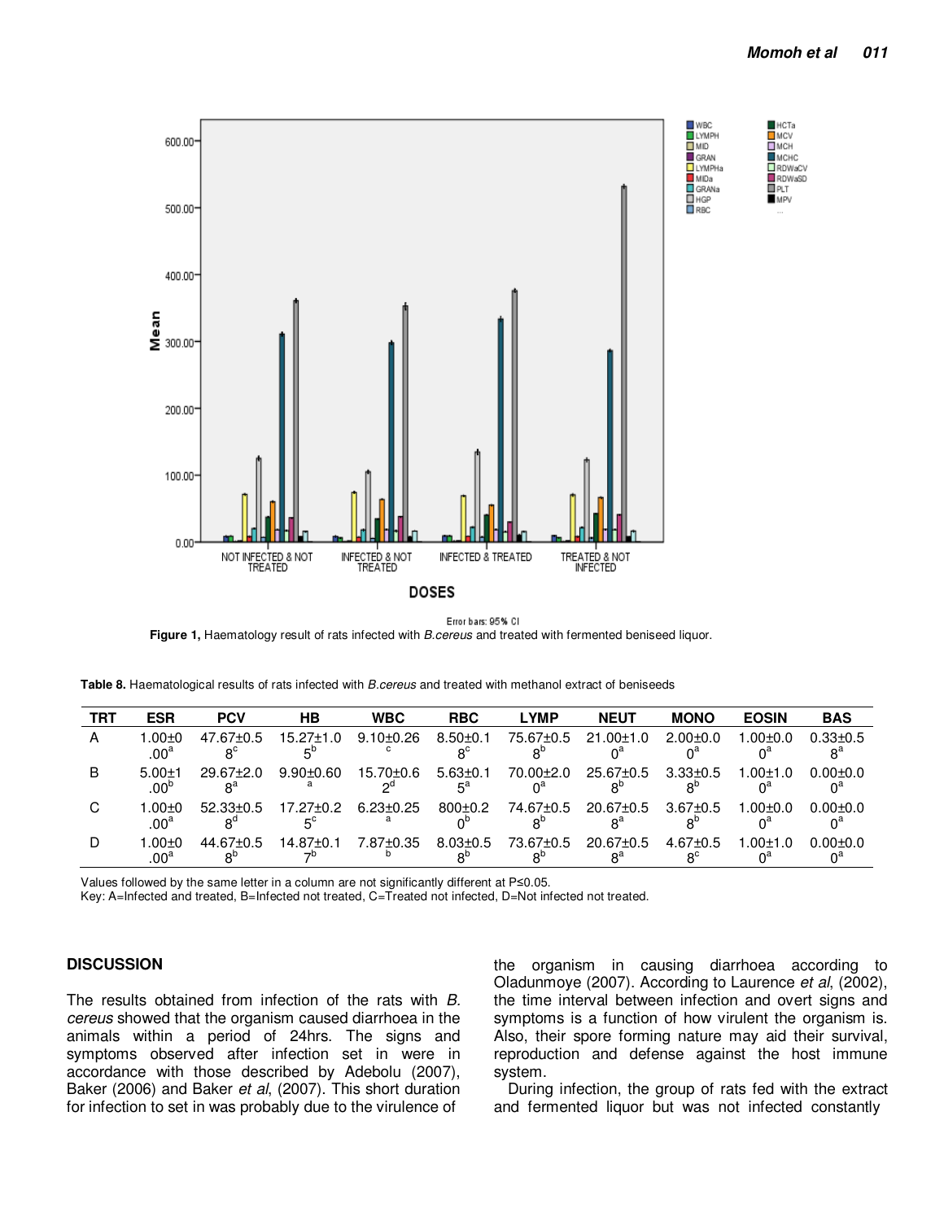Figure 1, Haematology result of rats infected with *B.cereus* and treated with fermented beniseed liquor.

**Table 8.** Haematological results of rats infected with *B.cereus* and treated with methanol extract of beniseeds

| TRT | ESR | PCV | HB | WBC | RBC | LYMP | NEUT | MONO | EOSIN | BAS |
|---|---|---|---|---|---|---|---|---|---|---|
| A | 1.00±0.00[a] | 47.67±0.58[c] | 15.27±1.05[b] | 9.10±0.26[c] | 8.50±0.18[c] | 75.67±0.58[b] | 21.00±1.00[a] | 2.00±0.00[a] | 1.00±0.00[a] | 0.33±0.58[a] |
| B | 5.00±1.00[b] | 29.67±2.08[a] | 9.90±0.60[a] | 15.70±0.62[d] | 5.63±0.15[a] | 70.00±2.00[a] | 25.67±0.58[b] | 3.33±0.58[b] | 1.00±1.00[a] | 0.00±0.00[a] |
| C | 1.00±0.00[a] | 52.33±0.58[d] | 17.27±0.25[c] | 6.23±0.25[a] | 800±0.20[b] | 74.67±0.58[b] | 20.67±0.58[a] | 3.67±0.58[b] | 1.00±0.00[a] | 0.00±0.00[a] |
| D | 1.00±0.00[a] | 44.67±0.58[b] | 14.87±0.17[b] | 7.87±0.35[b] | 8.03±0.58[b] | 73.67±0.58[b] | 20.67±0.58[a] | 4.67±0.58[c] | 1.00±1.00[a] | 0.00±0.00[a] |

Values followed by the same letter in a column are not significantly different at P≤0.05.
Key: A=Infected and treated, B=Infected not treated, C=Treated not infected, D=Not infected not treated.

## DISCUSSION

The results obtained from infection of the rats with *B. cereus* showed that the organism caused diarrhoea in the animals within a period of 24hrs. The signs and symptoms observed after infection set in were in accordance with those described by Adebolu (2007), Baker (2006) and Baker *et al*, (2007). This short duration for infection to set in was probably due to the virulence of the organism in causing diarrhoea according to Oladunmoye (2007). According to Laurence *et al*, (2002), the time interval between infection and overt signs and symptoms is a function of how virulent the organism is. Also, their spore forming nature may aid their survival, reproduction and defense against the host immune system.

During infection, the group of rats fed with the extract and fermented liquor but was not infected constantly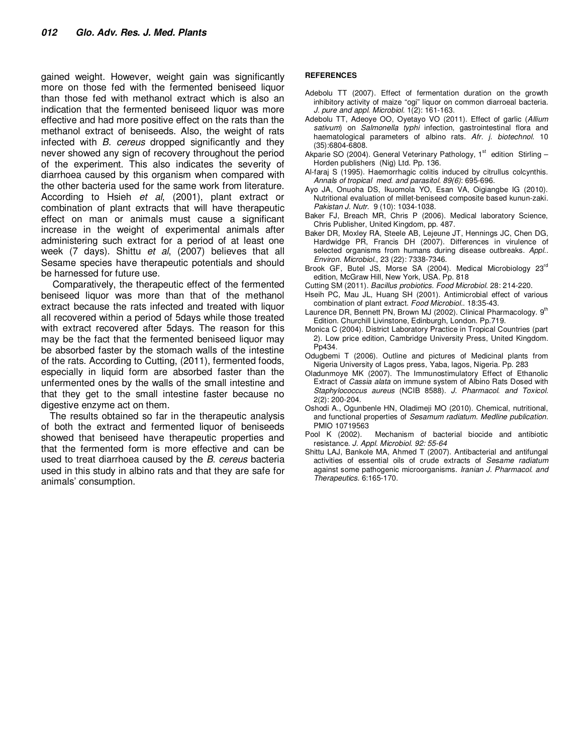gained weight. However, weight gain was significantly more on those fed with the fermented beniseed liquor than those fed with methanol extract which is also an indication that the fermented beniseed liquor was more effective and had more positive effect on the rats than the methanol extract of beniseeds. Also, the weight of rats infected with *B. cereus* dropped significantly and they never showed any sign of recovery throughout the period of the experiment. This also indicates the severity of diarrhoea caused by this organism when compared with the other bacteria used for the same work from literature. According to Hsieh *et al*, (2001), plant extract or combination of plant extracts that will have therapeutic effect on man or animals must cause a significant increase in the weight of experimental animals after administering such extract for a period of at least one week (7 days). Shittu *et al*, (2007) believes that all Sesame species have therapeutic potentials and should be harnessed for future use.

Comparatively, the therapeutic effect of the fermented beniseed liquor was more than that of the methanol extract because the rats infected and treated with liquor all recovered within a period of 5days while those treated with extract recovered after 5days. The reason for this may be the fact that the fermented beniseed liquor may be absorbed faster by the stomach walls of the intestine of the rats. According to Cutting, (2011), fermented foods, especially in liquid form are absorbed faster than the unfermented ones by the walls of the small intestine and that they get to the small intestine faster because no digestive enzyme act on them.

The results obtained so far in the therapeutic analysis of both the extract and fermented liquor of beniseeds showed that beniseed have therapeutic properties and that the fermented form is more effective and can be used to treat diarrhoea caused by the *B. cereus* bacteria used in this study in albino rats and that they are safe for animals' consumption.

## REFERENCES

Adebolu TT (2007). Effect of fermentation duration on the growth inhibitory activity of maize "ogi" liquor on common diarroeal bacteria. *J. pure and appl. Microbiol.* 1(2): 161-163.

Adebolu TT, Adeoye OO, Oyetayo VO (2011). Effect of garlic (*Allium sativum*) on *Salmonella typhi* infection, gastrointestinal flora and haematological parameters of albino rats. *Afr. j. biotechnol.* 10 (35):6804-6808.

Akparie SO (2004). General Veterinary Pathology, 1st edition Stirling – Horden publishers (Nig) Ltd. Pp. 136.

Al-faraj S (1995). Haemorrhagic colitis induced by citrullus colcynthis. *Annals of tropical med. and parasitol. 89(6)*: 695-696.

Ayo JA, Onuoha DS, Ikuomola YO, Esan VA, Oigiangbe IG (2010). Nutritional evaluation of millet-beniseed composite based kunun-zaki. *Pakistan J. Nutr.* 9 (10): 1034-1038.

Baker FJ, Breach MR, Chris P (2006). Medical laboratory Science, Chris Publisher, United Kingdom, pp. 487.

Baker DR, Moxley RA, Steele AB, Lejeune JT, Hennings JC, Chen DG, Hardwidge PR, Francis DH (2007). Differences in virulence of selected organisms from humans during disease outbreaks. *Appl.. Environ. Microbiol.*, 23 (22): 7338-7346.

Brook GF, Butel JS, Morse SA (2004). Medical Microbiology 23rd edition, McGraw Hill, New York, USA. Pp. 818

Cutting SM (2011). *Bacillus probiotics. Food Microbiol.* 28: 214-220.

Hseih PC, Mau JL, Huang SH (2001). Antimicrobial effect of various combination of plant extract. *Food Microbiol..* 18:35-43.

Laurence DR, Bennett PN, Brown MJ (2002). Clinical Pharmacology. 9th Edition. Churchill Livinstone, Edinburgh, London. Pp.719.

Monica C (2004). District Laboratory Practice in Tropical Countries (part 2). Low price edition, Cambridge University Press, United Kingdom. Pp434.

Odugbemi T (2006). Outline and pictures of Medicinal plants from Nigeria University of Lagos press, Yaba, lagos, Nigeria. Pp. 283

Oladunmoye MK (2007). The Immunostimulatory Effect of Ethanolic Extract of *Cassia alata* on immune system of Albino Rats Dosed with *Staphylococcus aureus* (NCIB 8588). *J. Pharmacol. and Toxicol.* 2(2): 200-204.

Oshodi A., Ogunbenle HN, Oladimeji MO (2010). Chemical, nutritional, and functional properties of *Sesamum radiatum. Medline publication.* PMIO 10719563

Pool K (2002). Mechanism of bacterial biocide and antibiotic resistance. *J. Appl. Microbiol. 92: 55-64*

Shittu LAJ, Bankole MA, Ahmed T (2007). Antibacterial and antifungal activities of essential oils of crude extracts of *Sesame radiatum* against some pathogenic microorganisms. *Iranian J. Pharmacol. and Therapeutics.* 6:165-170.